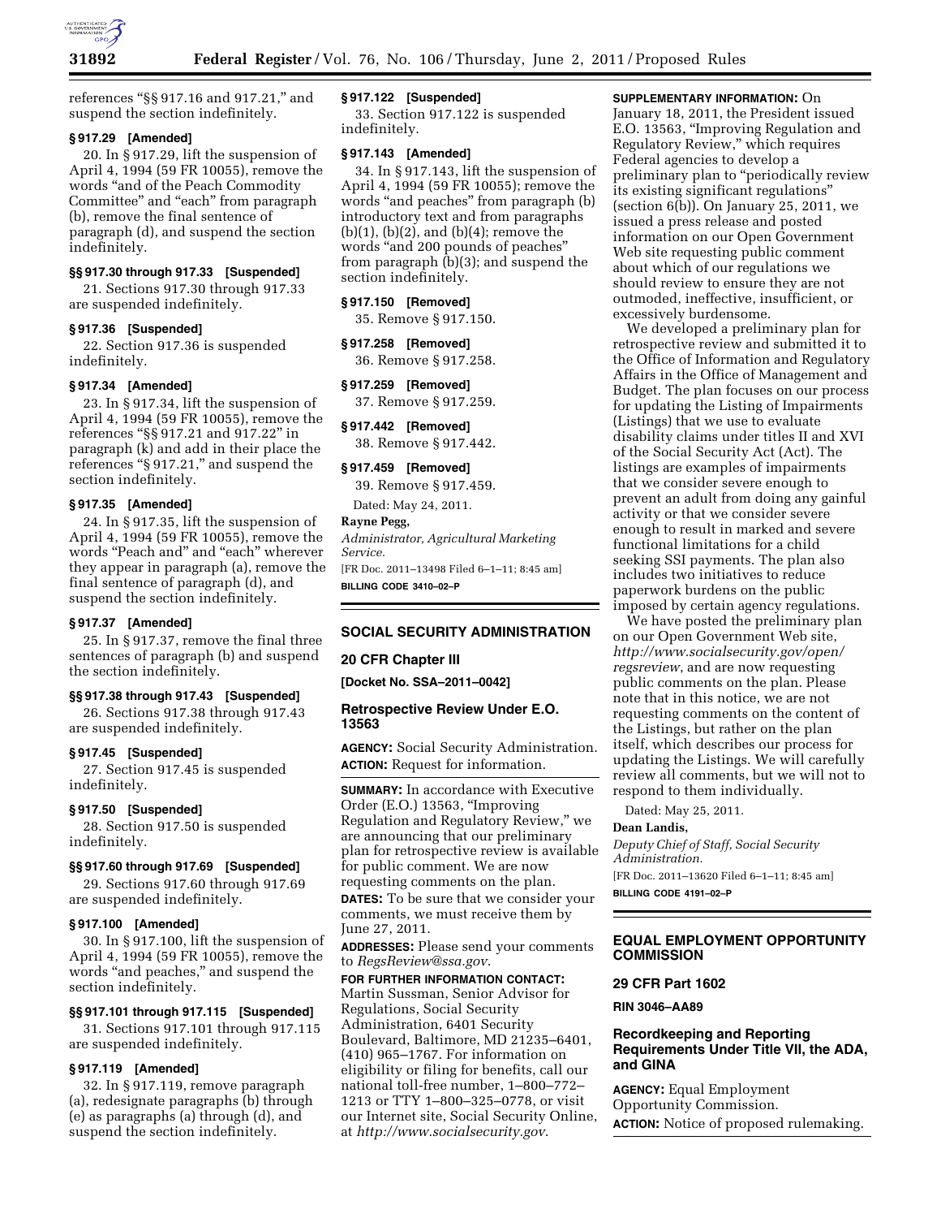references "§§ 917.16 and 917.21," and suspend the section indefinitely.

**§ 917.29 [Amended]**

20. In § 917.29, lift the suspension of April 4, 1994 (59 FR 10055), remove the words "and of the Peach Commodity Committee" and "each" from paragraph (b), remove the final sentence of paragraph (d), and suspend the section indefinitely.

**§§ 917.30 through 917.33 [Suspended]**

21. Sections 917.30 through 917.33 are suspended indefinitely.

**§ 917.36 [Suspended]**

22. Section 917.36 is suspended indefinitely.

**§ 917.34 [Amended]**

23. In § 917.34, lift the suspension of April 4, 1994 (59 FR 10055), remove the references "§§ 917.21 and 917.22" in paragraph (k) and add in their place the references "§ 917.21," and suspend the section indefinitely.

**§ 917.35 [Amended]**

24. In § 917.35, lift the suspension of April 4, 1994 (59 FR 10055), remove the words "Peach and" and "each" wherever they appear in paragraph (a), remove the final sentence of paragraph (d), and suspend the section indefinitely.

**§ 917.37 [Amended]**

25. In § 917.37, remove the final three sentences of paragraph (b) and suspend the section indefinitely.

**§§ 917.38 through 917.43 [Suspended]**

26. Sections 917.38 through 917.43 are suspended indefinitely.

**§ 917.45 [Suspended]**

27. Section 917.45 is suspended indefinitely.

**§ 917.50 [Suspended]**

28. Section 917.50 is suspended indefinitely.

**§§ 917.60 through 917.69 [Suspended]**

29. Sections 917.60 through 917.69 are suspended indefinitely.

**§ 917.100 [Amended]**

30. In § 917.100, lift the suspension of April 4, 1994 (59 FR 10055), remove the words "and peaches," and suspend the section indefinitely.

**§§ 917.101 through 917.115 [Suspended]**

31. Sections 917.101 through 917.115 are suspended indefinitely.

**§ 917.119 [Amended]**

32. In § 917.119, remove paragraph (a), redesignate paragraphs (b) through (e) as paragraphs (a) through (d), and suspend the section indefinitely.

**§ 917.122 [Suspended]**

33. Section 917.122 is suspended indefinitely.

**§ 917.143 [Amended]**

34. In § 917.143, lift the suspension of April 4, 1994 (59 FR 10055); remove the words "and peaches" from paragraph (b) introductory text and from paragraphs (b)(1), (b)(2), and (b)(4); remove the words "and 200 pounds of peaches" from paragraph (b)(3); and suspend the section indefinitely.

**§ 917.150 [Removed]**

35. Remove § 917.150.

**§ 917.258 [Removed]**

36. Remove § 917.258.

**§ 917.259 [Removed]**

37. Remove § 917.259.

**§ 917.442 [Removed]**

38. Remove § 917.442.

**§ 917.459 [Removed]**

39. Remove § 917.459.

Dated: May 24, 2011.

**Rayne Pegg,**

*Administrator, Agricultural Marketing Service.*

[FR Doc. 2011–13498 Filed 6–1–11; 8:45 am]

**BILLING CODE 3410–02–P**

## SOCIAL SECURITY ADMINISTRATION

### 20 CFR Chapter III

**[Docket No. SSA–2011–0042]**

### Retrospective Review Under E.O. 13563

**AGENCY:** Social Security Administration.

**ACTION:** Request for information.

**SUMMARY:** In accordance with Executive Order (E.O.) 13563, "Improving Regulation and Regulatory Review," we are announcing that our preliminary plan for retrospective review is available for public comment. We are now requesting comments on the plan.

**DATES:** To be sure that we consider your comments, we must receive them by June 27, 2011.

**ADDRESSES:** Please send your comments to *RegsReview@ssa.gov*.

**FOR FURTHER INFORMATION CONTACT:** Martin Sussman, Senior Advisor for Regulations, Social Security Administration, 6401 Security Boulevard, Baltimore, MD 21235–6401, (410) 965–1767. For information on eligibility or filing for benefits, call our national toll-free number, 1–800–772–1213 or TTY 1–800–325–0778, or visit our Internet site, Social Security Online, at *http://www.socialsecurity.gov*.

**SUPPLEMENTARY INFORMATION:** On January 18, 2011, the President issued E.O. 13563, "Improving Regulation and Regulatory Review," which requires Federal agencies to develop a preliminary plan to "periodically review its existing significant regulations" (section 6(b)). On January 25, 2011, we issued a press release and posted information on our Open Government Web site requesting public comment about which of our regulations we should review to ensure they are not outmoded, ineffective, insufficient, or excessively burdensome.

We developed a preliminary plan for retrospective review and submitted it to the Office of Information and Regulatory Affairs in the Office of Management and Budget. The plan focuses on our process for updating the Listing of Impairments (Listings) that we use to evaluate disability claims under titles II and XVI of the Social Security Act (Act). The listings are examples of impairments that we consider severe enough to prevent an adult from doing any gainful activity or that we consider severe enough to result in marked and severe functional limitations for a child seeking SSI payments. The plan also includes two initiatives to reduce paperwork burdens on the public imposed by certain agency regulations.

We have posted the preliminary plan on our Open Government Web site, *http://www.socialsecurity.gov/open/regsreview*, and are now requesting public comments on the plan. Please note that in this notice, we are not requesting comments on the content of the Listings, but rather on the plan itself, which describes our process for updating the Listings. We will carefully review all comments, but we will not to respond to them individually.

Dated: May 25, 2011.

**Dean Landis,**

*Deputy Chief of Staff, Social Security Administration.*

[FR Doc. 2011–13620 Filed 6–1–11; 8:45 am]

**BILLING CODE 4191–02–P**

## EQUAL EMPLOYMENT OPPORTUNITY COMMISSION

### 29 CFR Part 1602

**RIN 3046–AA89**

### Recordkeeping and Reporting Requirements Under Title VII, the ADA, and GINA

**AGENCY:** Equal Employment Opportunity Commission.

**ACTION:** Notice of proposed rulemaking.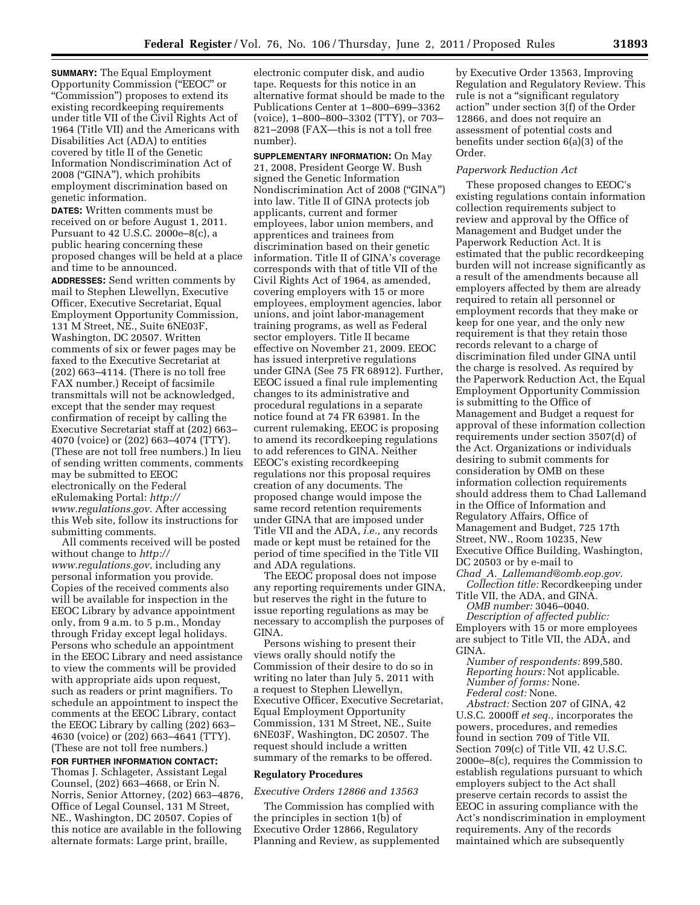**SUMMARY:** The Equal Employment Opportunity Commission ("EEOC" or "Commission") proposes to extend its existing recordkeeping requirements under title VII of the Civil Rights Act of 1964 (Title VII) and the Americans with Disabilities Act (ADA) to entities covered by title II of the Genetic Information Nondiscrimination Act of 2008 ("GINA"), which prohibits employment discrimination based on genetic information.

**DATES:** Written comments must be received on or before August 1, 2011. Pursuant to 42 U.S.C. 2000e–8(c), a public hearing concerning these proposed changes will be held at a place and time to be announced.

**ADDRESSES:** Send written comments by mail to Stephen Llewellyn, Executive Officer, Executive Secretariat, Equal Employment Opportunity Commission, 131 M Street, NE., Suite 6NE03F, Washington, DC 20507. Written comments of six or fewer pages may be faxed to the Executive Secretariat at (202) 663–4114. (There is no toll free FAX number.) Receipt of facsimile transmittals will not be acknowledged, except that the sender may request confirmation of receipt by calling the Executive Secretariat staff at (202) 663–4070 (voice) or (202) 663–4074 (TTY). (These are not toll free numbers.) In lieu of sending written comments, comments may be submitted to EEOC electronically on the Federal eRulemaking Portal: *http://www.regulations.gov.* After accessing this Web site, follow its instructions for submitting comments.

All comments received will be posted without change to *http://www.regulations.gov,* including any personal information you provide. Copies of the received comments also will be available for inspection in the EEOC Library by advance appointment only, from 9 a.m. to 5 p.m., Monday through Friday except legal holidays. Persons who schedule an appointment in the EEOC Library and need assistance to view the comments will be provided with appropriate aids upon request, such as readers or print magnifiers. To schedule an appointment to inspect the comments at the EEOC Library, contact the EEOC Library by calling (202) 663–4630 (voice) or (202) 663–4641 (TTY). (These are not toll free numbers.)

**FOR FURTHER INFORMATION CONTACT:** Thomas J. Schlageter, Assistant Legal Counsel, (202) 663–4668, or Erin N. Norris, Senior Attorney, (202) 663–4876, Office of Legal Counsel, 131 M Street, NE., Washington, DC 20507. Copies of this notice are available in the following alternate formats: Large print, braille, electronic computer disk, and audio tape. Requests for this notice in an alternative format should be made to the Publications Center at 1–800–699–3362 (voice), 1–800–800–3302 (TTY), or 703–821–2098 (FAX—this is not a toll free number).

**SUPPLEMENTARY INFORMATION:** On May 21, 2008, President George W. Bush signed the Genetic Information Nondiscrimination Act of 2008 ("GINA") into law. Title II of GINA protects job applicants, current and former employees, labor union members, and apprentices and trainees from discrimination based on their genetic information. Title II of GINA's coverage corresponds with that of title VII of the Civil Rights Act of 1964, as amended, covering employers with 15 or more employees, employment agencies, labor unions, and joint labor-management training programs, as well as Federal sector employers. Title II became effective on November 21, 2009. EEOC has issued interpretive regulations under GINA (See 75 FR 68912). Further, EEOC issued a final rule implementing changes to its administrative and procedural regulations in a separate notice found at 74 FR 63981. In the current rulemaking, EEOC is proposing to amend its recordkeeping regulations to add references to GINA. Neither EEOC's existing recordkeeping regulations nor this proposal requires creation of any documents. The proposed change would impose the same record retention requirements under GINA that are imposed under Title VII and the ADA, *i.e.,* any records made or kept must be retained for the period of time specified in the Title VII and ADA regulations.

The EEOC proposal does not impose any reporting requirements under GINA, but reserves the right in the future to issue reporting regulations as may be necessary to accomplish the purposes of GINA.

Persons wishing to present their views orally should notify the Commission of their desire to do so in writing no later than July 5, 2011 with a request to Stephen Llewellyn, Executive Officer, Executive Secretariat, Equal Employment Opportunity Commission, 131 M Street, NE., Suite 6NE03F, Washington, DC 20507. The request should include a written summary of the remarks to be offered.

## Regulatory Procedures

### *Executive Orders 12866 and 13563*

The Commission has complied with the principles in section 1(b) of Executive Order 12866, Regulatory Planning and Review, as supplemented by Executive Order 13563, Improving Regulation and Regulatory Review. This rule is not a "significant regulatory action" under section 3(f) of the Order 12866, and does not require an assessment of potential costs and benefits under section 6(a)(3) of the Order.

### *Paperwork Reduction Act*

These proposed changes to EEOC's existing regulations contain information collection requirements subject to review and approval by the Office of Management and Budget under the Paperwork Reduction Act. It is estimated that the public recordkeeping burden will not increase significantly as a result of the amendments because all employers affected by them are already required to retain all personnel or employment records that they make or keep for one year, and the only new requirement is that they retain those records relevant to a charge of discrimination filed under GINA until the charge is resolved. As required by the Paperwork Reduction Act, the Equal Employment Opportunity Commission is submitting to the Office of Management and Budget a request for approval of these information collection requirements under section 3507(d) of the Act. Organizations or individuals desiring to submit comments for consideration by OMB on these information collection requirements should address them to Chad Lallemand in the Office of Information and Regulatory Affairs, Office of Management and Budget, 725 17th Street, NW., Room 10235, New Executive Office Building, Washington, DC 20503 or by e-mail to *Chad_A._Lallemand@omb.eop.gov.*

*Collection title:* Recordkeeping under Title VII, the ADA, and GINA.

*OMB number:* 3046–0040.

*Description of affected public:* Employers with 15 or more employees are subject to Title VII, the ADA, and GINA.

*Number of respondents:* 899,580.

*Reporting hours:* Not applicable.

*Number of forms:* None.

*Federal cost:* None.

*Abstract:* Section 207 of GINA, 42 U.S.C. 2000ff *et seq.,* incorporates the powers, procedures, and remedies found in section 709 of Title VII. Section 709(c) of Title VII, 42 U.S.C. 2000e–8(c), requires the Commission to establish regulations pursuant to which employers subject to the Act shall preserve certain records to assist the EEOC in assuring compliance with the Act's nondiscrimination in employment requirements. Any of the records maintained which are subsequently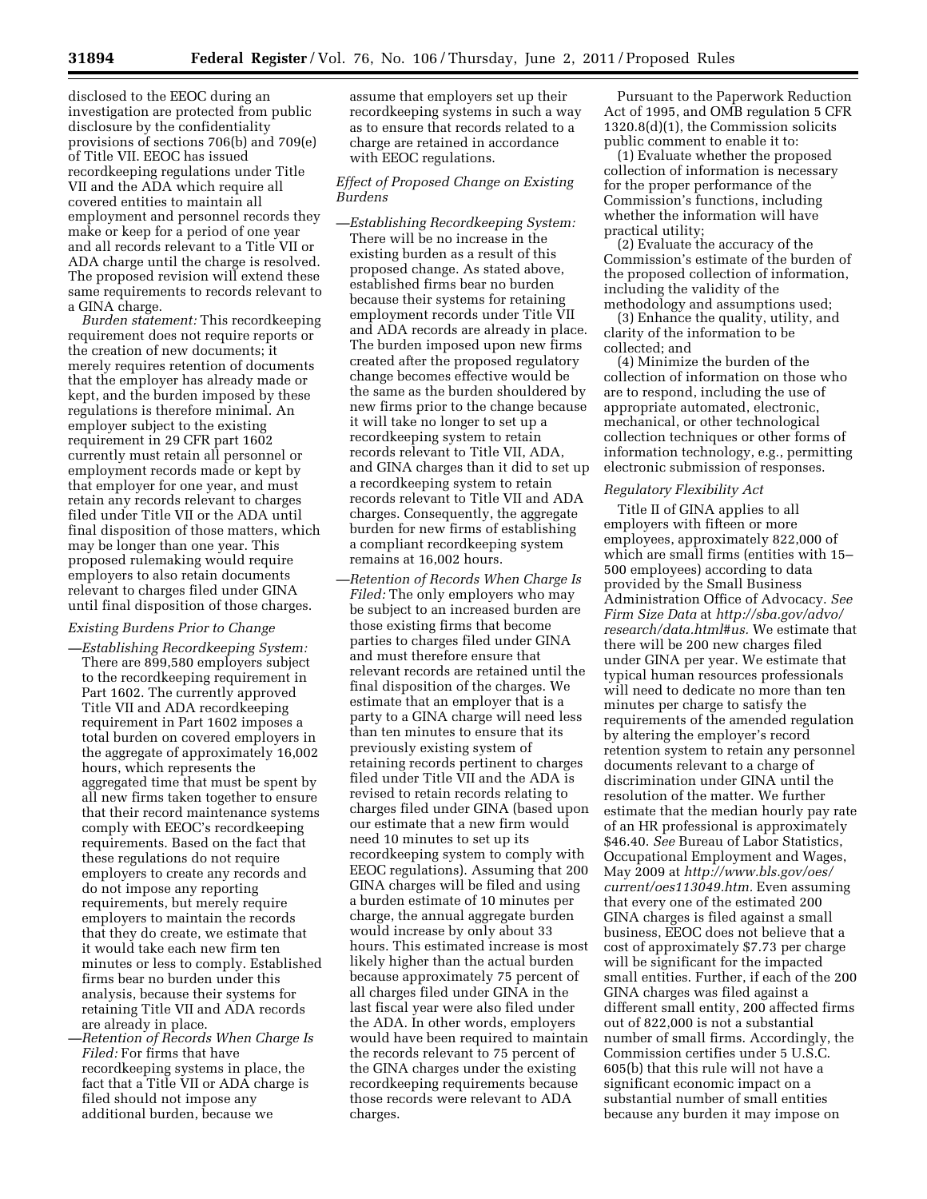disclosed to the EEOC during an investigation are protected from public disclosure by the confidentiality provisions of sections 706(b) and 709(e) of Title VII. EEOC has issued recordkeeping regulations under Title VII and the ADA which require all covered entities to maintain all employment and personnel records they make or keep for a period of one year and all records relevant to a Title VII or ADA charge until the charge is resolved. The proposed revision will extend these same requirements to records relevant to a GINA charge.

*Burden statement:* This recordkeeping requirement does not require reports or the creation of new documents; it merely requires retention of documents that the employer has already made or kept, and the burden imposed by these regulations is therefore minimal. An employer subject to the existing requirement in 29 CFR part 1602 currently must retain all personnel or employment records made or kept by that employer for one year, and must retain any records relevant to charges filed under Title VII or the ADA until final disposition of those matters, which may be longer than one year. This proposed rulemaking would require employers to also retain documents relevant to charges filed under GINA until final disposition of those charges.

*Existing Burdens Prior to Change*

—*Establishing Recordkeeping System:* There are 899,580 employers subject to the recordkeeping requirement in Part 1602. The currently approved Title VII and ADA recordkeeping requirement in Part 1602 imposes a total burden on covered employers in the aggregate of approximately 16,002 hours, which represents the aggregated time that must be spent by all new firms taken together to ensure that their record maintenance systems comply with EEOC's recordkeeping requirements. Based on the fact that these regulations do not require employers to create any records and do not impose any reporting requirements, but merely require employers to maintain the records that they do create, we estimate that it would take each new firm ten minutes or less to comply. Established firms bear no burden under this analysis, because their systems for retaining Title VII and ADA records are already in place.

—*Retention of Records When Charge Is Filed:* For firms that have recordkeeping systems in place, the fact that a Title VII or ADA charge is filed should not impose any additional burden, because we assume that employers set up their recordkeeping systems in such a way as to ensure that records related to a charge are retained in accordance with EEOC regulations.

*Effect of Proposed Change on Existing Burdens*

—*Establishing Recordkeeping System:* There will be no increase in the existing burden as a result of this proposed change. As stated above, established firms bear no burden because their systems for retaining employment records under Title VII and ADA records are already in place. The burden imposed upon new firms created after the proposed regulatory change becomes effective would be the same as the burden shouldered by new firms prior to the change because it will take no longer to set up a recordkeeping system to retain records relevant to Title VII, ADA, and GINA charges than it did to set up a recordkeeping system to retain records relevant to Title VII and ADA charges. Consequently, the aggregate burden for new firms of establishing a compliant recordkeeping system remains at 16,002 hours.

—*Retention of Records When Charge Is Filed:* The only employers who may be subject to an increased burden are those existing firms that become parties to charges filed under GINA and must therefore ensure that relevant records are retained until the final disposition of the charges. We estimate that an employer that is a party to a GINA charge will need less than ten minutes to ensure that its previously existing system of retaining records pertinent to charges filed under Title VII and the ADA is revised to retain records relating to charges filed under GINA (based upon our estimate that a new firm would need 10 minutes to set up its recordkeeping system to comply with EEOC regulations). Assuming that 200 GINA charges will be filed and using a burden estimate of 10 minutes per charge, the annual aggregate burden would increase by only about 33 hours. This estimated increase is most likely higher than the actual burden because approximately 75 percent of all charges filed under GINA in the last fiscal year were also filed under the ADA. In other words, employers would have been required to maintain the records relevant to 75 percent of the GINA charges under the existing recordkeeping requirements because those records were relevant to ADA charges.

Pursuant to the Paperwork Reduction Act of 1995, and OMB regulation 5 CFR 1320.8(d)(1), the Commission solicits public comment to enable it to:

(1) Evaluate whether the proposed collection of information is necessary for the proper performance of the Commission's functions, including whether the information will have practical utility;

(2) Evaluate the accuracy of the Commission's estimate of the burden of the proposed collection of information, including the validity of the methodology and assumptions used;

(3) Enhance the quality, utility, and clarity of the information to be collected; and

(4) Minimize the burden of the collection of information on those who are to respond, including the use of appropriate automated, electronic, mechanical, or other technological collection techniques or other forms of information technology, e.g., permitting electronic submission of responses.

*Regulatory Flexibility Act*

Title II of GINA applies to all employers with fifteen or more employees, approximately 822,000 of which are small firms (entities with 15–500 employees) according to data provided by the Small Business Administration Office of Advocacy. *See Firm Size Data* at *http://sba.gov/advo/research/data.html#us.* We estimate that there will be 200 new charges filed under GINA per year. We estimate that typical human resources professionals will need to dedicate no more than ten minutes per charge to satisfy the requirements of the amended regulation by altering the employer's record retention system to retain any personnel documents relevant to a charge of discrimination under GINA until the resolution of the matter. We further estimate that the median hourly pay rate of an HR professional is approximately $46.40. *See* Bureau of Labor Statistics, Occupational Employment and Wages, May 2009 at *http://www.bls.gov/oes/current/oes113049.htm.* Even assuming that every one of the estimated 200 GINA charges is filed against a small business, EEOC does not believe that a cost of approximately $7.73 per charge will be significant for the impacted small entities. Further, if each of the 200 GINA charges was filed against a different small entity, 200 affected firms out of 822,000 is not a substantial number of small firms. Accordingly, the Commission certifies under 5 U.S.C. 605(b) that this rule will not have a significant economic impact on a substantial number of small entities because any burden it may impose on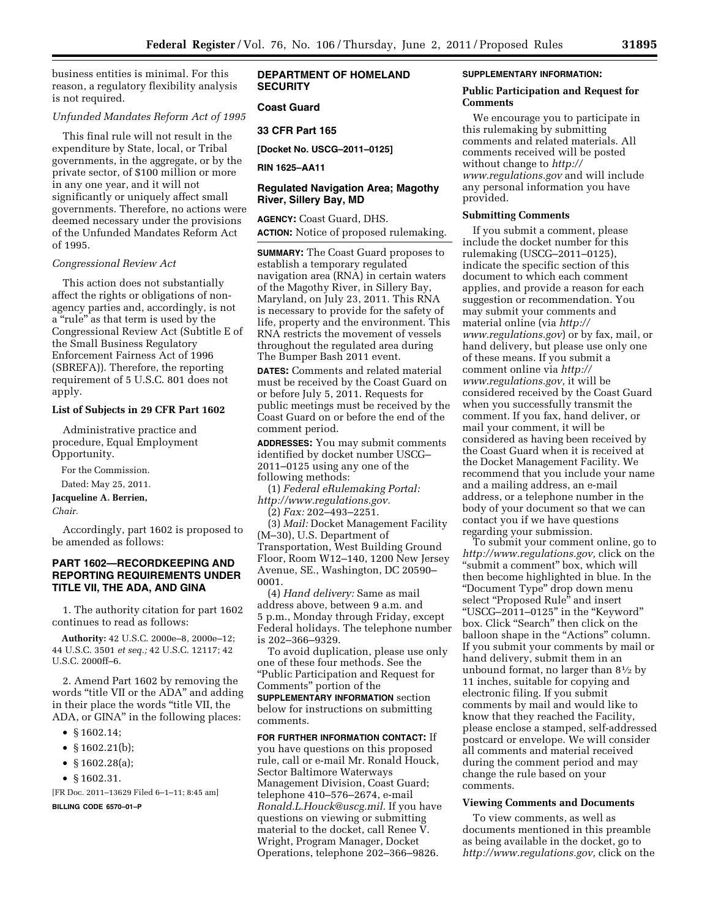business entities is minimal. For this reason, a regulatory flexibility analysis is not required.

*Unfunded Mandates Reform Act of 1995*

This final rule will not result in the expenditure by State, local, or Tribal governments, in the aggregate, or by the private sector, of $100 million or more in any one year, and it will not significantly or uniquely affect small governments. Therefore, no actions were deemed necessary under the provisions of the Unfunded Mandates Reform Act of 1995.

*Congressional Review Act*

This action does not substantially affect the rights or obligations of non-agency parties and, accordingly, is not a "rule" as that term is used by the Congressional Review Act (Subtitle E of the Small Business Regulatory Enforcement Fairness Act of 1996 (SBREFA)). Therefore, the reporting requirement of 5 U.S.C. 801 does not apply.

**List of Subjects in 29 CFR Part 1602**

Administrative practice and procedure, Equal Employment Opportunity.

For the Commission.

Dated: May 25, 2011.

**Jacqueline A. Berrien,**

*Chair.*

Accordingly, part 1602 is proposed to be amended as follows:

## PART 1602—RECORDKEEPING AND REPORTING REQUIREMENTS UNDER TITLE VII, THE ADA, AND GINA

1. The authority citation for part 1602 continues to read as follows:

**Authority:** 42 U.S.C. 2000e–8, 2000e–12; 44 U.S.C. 3501 *et seq.;* 42 U.S.C. 12117; 42 U.S.C. 2000ff–6.

2. Amend Part 1602 by removing the words "title VII or the ADA" and adding in their place the words "title VII, the ADA, or GINA" in the following places:

- § 1602.14;
- § 1602.21(b);
- § 1602.28(a);
- § 1602.31.

[FR Doc. 2011–13629 Filed 6–1–11; 8:45 am]

**BILLING CODE 6570–01–P**

## DEPARTMENT OF HOMELAND SECURITY

## Coast Guard

## 33 CFR Part 165

**[Docket No. USCG–2011–0125]**

**RIN 1625–AA11**

## Regulated Navigation Area; Magothy River, Sillery Bay, MD

**AGENCY:** Coast Guard, DHS.

**ACTION:** Notice of proposed rulemaking.

**SUMMARY:** The Coast Guard proposes to establish a temporary regulated navigation area (RNA) in certain waters of the Magothy River, in Sillery Bay, Maryland, on July 23, 2011. This RNA is necessary to provide for the safety of life, property and the environment. This RNA restricts the movement of vessels throughout the regulated area during The Bumper Bash 2011 event.

**DATES:** Comments and related material must be received by the Coast Guard on or before July 5, 2011. Requests for public meetings must be received by the Coast Guard on or before the end of the comment period.

**ADDRESSES:** You may submit comments identified by docket number USCG–2011–0125 using any one of the following methods:

(1) *Federal eRulemaking Portal: http://www.regulations.gov.*

(2) *Fax:* 202–493–2251.

(3) *Mail:* Docket Management Facility (M–30), U.S. Department of Transportation, West Building Ground Floor, Room W12–140, 1200 New Jersey Avenue, SE., Washington, DC 20590–0001.

(4) *Hand delivery:* Same as mail address above, between 9 a.m. and 5 p.m., Monday through Friday, except Federal holidays. The telephone number is 202–366–9329.

To avoid duplication, please use only one of these four methods. See the "Public Participation and Request for Comments" portion of the **SUPPLEMENTARY INFORMATION** section below for instructions on submitting comments.

**FOR FURTHER INFORMATION CONTACT:** If you have questions on this proposed rule, call or e-mail Mr. Ronald Houck, Sector Baltimore Waterways Management Division, Coast Guard; telephone 410–576–2674, e-mail *Ronald.L.Houck@uscg.mil.* If you have questions on viewing or submitting material to the docket, call Renee V. Wright, Program Manager, Docket Operations, telephone 202–366–9826.

**SUPPLEMENTARY INFORMATION:**

### Public Participation and Request for Comments

We encourage you to participate in this rulemaking by submitting comments and related materials. All comments received will be posted without change to *http://www.regulations.gov* and will include any personal information you have provided.

### Submitting Comments

If you submit a comment, please include the docket number for this rulemaking (USCG–2011–0125), indicate the specific section of this document to which each comment applies, and provide a reason for each suggestion or recommendation. You may submit your comments and material online (via *http://www.regulations.gov*) or by fax, mail, or hand delivery, but please use only one of these means. If you submit a comment online via *http://www.regulations.gov,* it will be considered received by the Coast Guard when you successfully transmit the comment. If you fax, hand deliver, or mail your comment, it will be considered as having been received by the Coast Guard when it is received at the Docket Management Facility. We recommend that you include your name and a mailing address, an e-mail address, or a telephone number in the body of your document so that we can contact you if we have questions regarding your submission.

To submit your comment online, go to *http://www.regulations.gov,* click on the "submit a comment" box, which will then become highlighted in blue. In the "Document Type" drop down menu select "Proposed Rule" and insert "USCG–2011–0125" in the "Keyword" box. Click "Search" then click on the balloon shape in the "Actions" column. If you submit your comments by mail or hand delivery, submit them in an unbound format, no larger than 8½ by 11 inches, suitable for copying and electronic filing. If you submit comments by mail and would like to know that they reached the Facility, please enclose a stamped, self-addressed postcard or envelope. We will consider all comments and material received during the comment period and may change the rule based on your comments.

### Viewing Comments and Documents

To view comments, as well as documents mentioned in this preamble as being available in the docket, go to *http://www.regulations.gov,* click on the